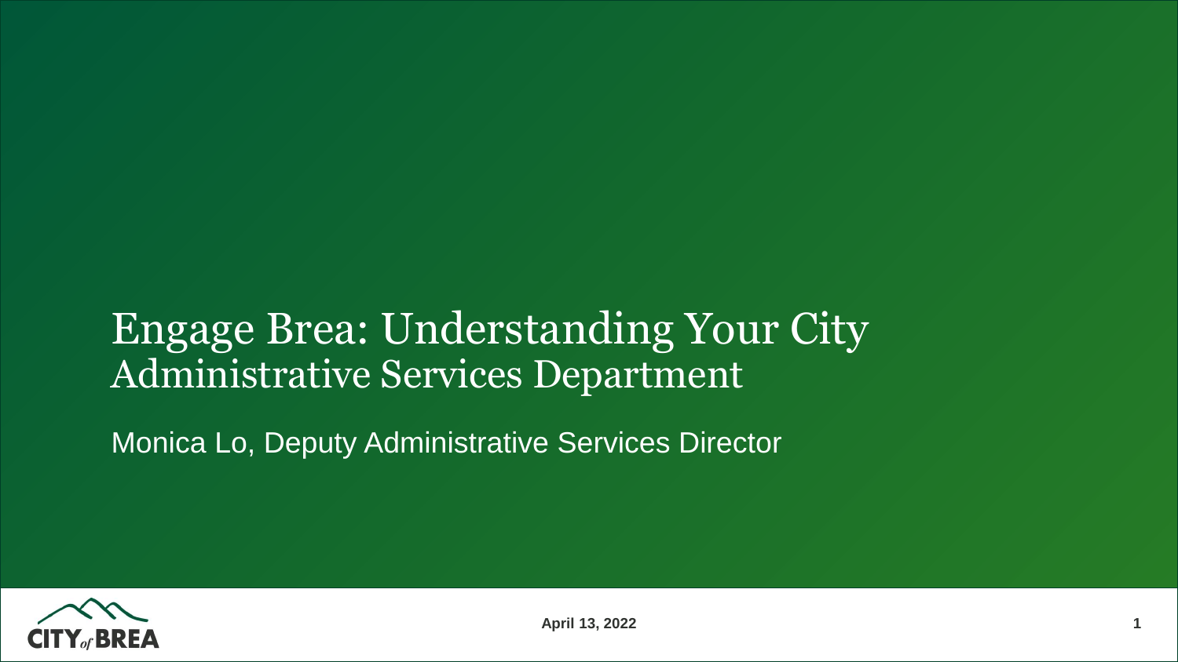# Engage Brea: Understanding Your City
## Administrative Services Department

Monica Lo, Deputy Administrative Services Director

April 13, 2022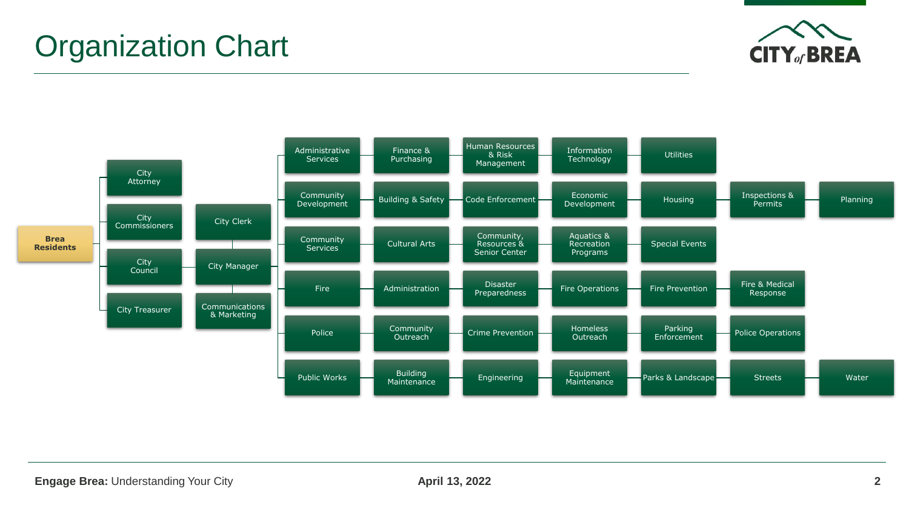# Organization Chart

- **Brea Residents**
  - City Attorney
  - City Commissioners
  - City Council
    - City Clerk
    - City Manager
      - Administrative Services: Finance & Purchasing; Human Resources & Risk Management; Information Technology; Utilities
      - Community Development: Building & Safety; Code Enforcement; Economic Development; Housing; Inspections & Permits; Planning
      - Community Services: Cultural Arts; Community, Resources & Senior Center; Aquatics & Recreation Programs; Special Events
      - Fire: Administration; Disaster Preparedness; Fire Operations; Fire Prevention; Fire & Medical Response
      - Police: Community Outreach; Crime Prevention; Homeless Outreach; Parking Enforcement; Police Operations
      - Public Works: Building Maintenance; Engineering; Equipment Maintenance; Parks & Landscape; Streets; Water
    - Communications & Marketing
  - City Treasurer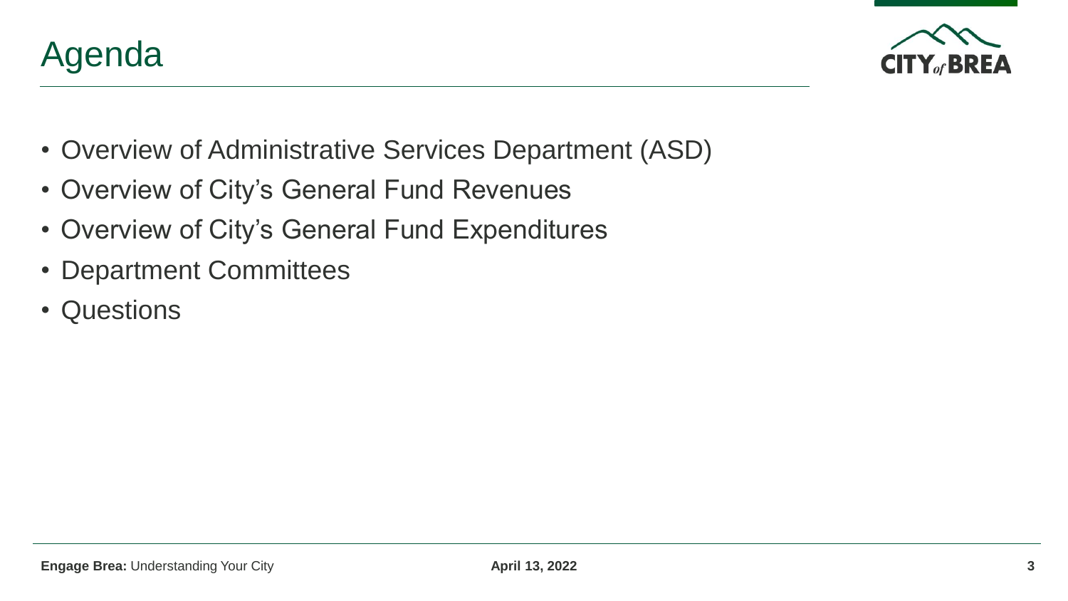# Agenda

- Overview of Administrative Services Department (ASD)
- Overview of City's General Fund Revenues
- Overview of City's General Fund Expenditures
- Department Committees
- Questions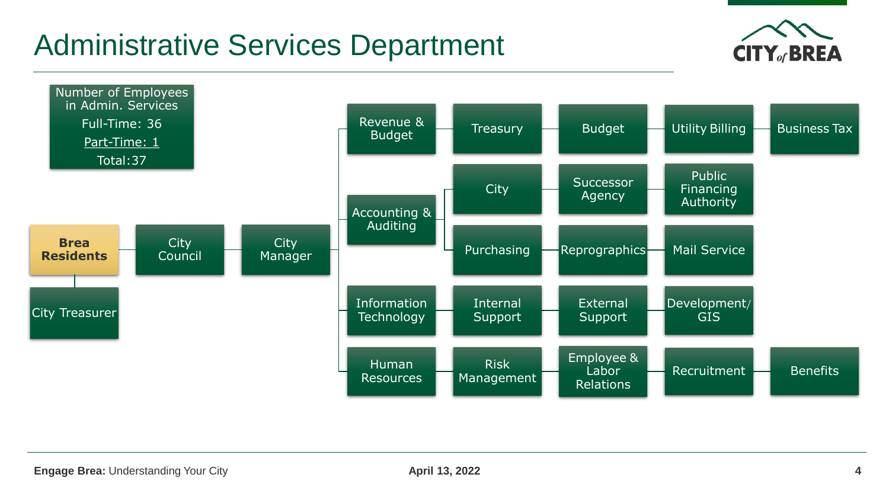# Administrative Services Department

**Number of Employees in Admin. Services**

Full-Time: 36

Part-Time: 1

Total: 37

- **Brea Residents**
  - City Treasurer
  - City Council
    - City Manager
      - Revenue & Budget
        - Treasury
        - Budget
        - Utility Billing
        - Business Tax
      - Accounting & Auditing
        - City
        - Successor Agency
        - Public Financing Authority
        - Purchasing
        - Reprographics
        - Mail Service
      - Information Technology
        - Internal Support
        - External Support
        - Development/GIS
      - Human Resources
        - Risk Management
        - Employee & Labor Relations
        - Recruitment
        - Benefits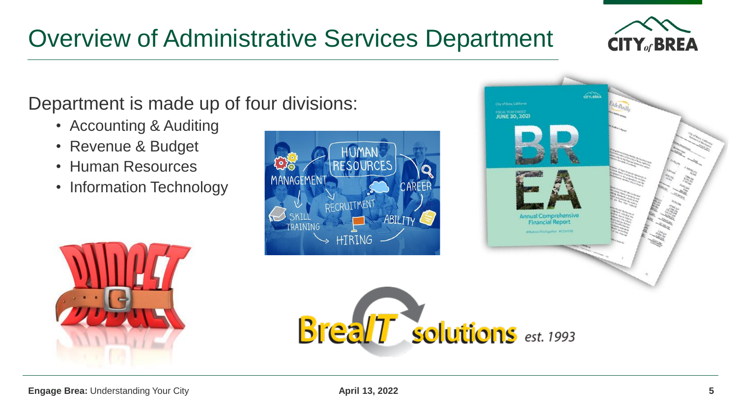# Overview of Administrative Services Department

Department is made up of four divisions:

- Accounting & Auditing
- Revenue & Budget
- Human Resources
- Information Technology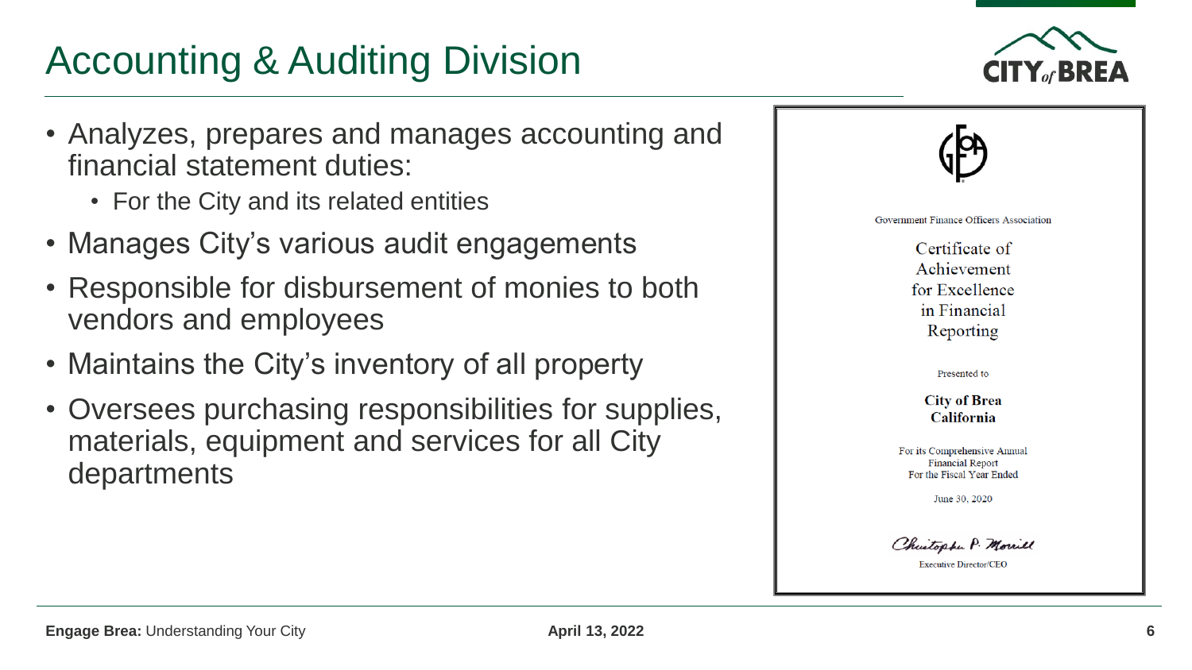# Accounting & Auditing Division

- Analyzes, prepares and manages accounting and financial statement duties:
  - For the City and its related entities
- Manages City's various audit engagements
- Responsible for disbursement of monies to both vendors and employees
- Maintains the City's inventory of all property
- Oversees purchasing responsibilities for supplies, materials, equipment and services for all City departments

Government Finance Officers Association

Certificate of Achievement for Excellence in Financial Reporting

Presented to

**City of Brea California**

For its Comprehensive Annual Financial Report For the Fiscal Year Ended

June 30, 2020

Christopher P. Morrill

Executive Director/CEO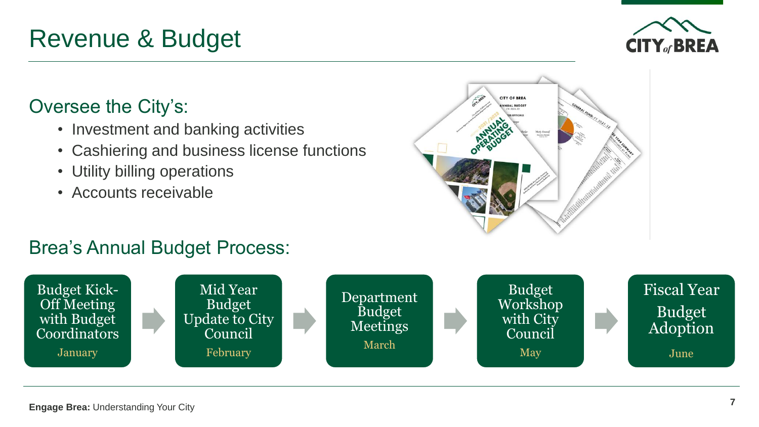# Revenue & Budget

## Oversee the City's:

- Investment and banking activities
- Cashiering and business license functions
- Utility billing operations
- Accounts receivable

## Brea's Annual Budget Process:

1. **Budget Kick-Off Meeting with Budget Coordinators** — January
2. **Mid Year Budget Update to City Council** — February
3. **Department Budget Meetings** — March
4. **Budget Workshop with City Council** — May
5. **Fiscal Year Budget Adoption** — June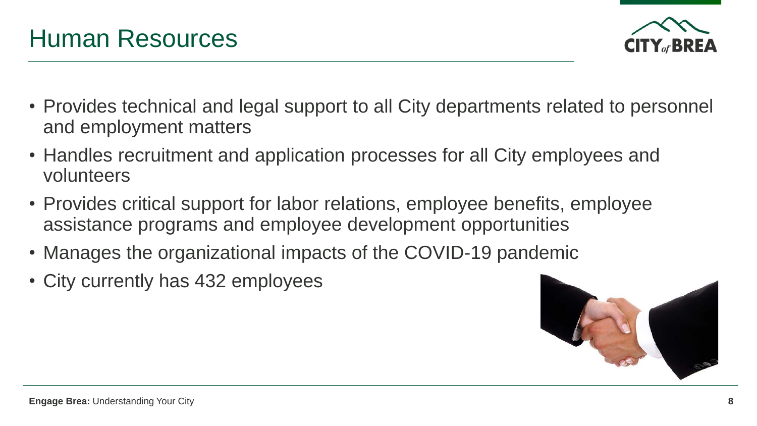# Human Resources

- Provides technical and legal support to all City departments related to personnel and employment matters
- Handles recruitment and application processes for all City employees and volunteers
- Provides critical support for labor relations, employee benefits, employee assistance programs and employee development opportunities
- Manages the organizational impacts of the COVID-19 pandemic
- City currently has 432 employees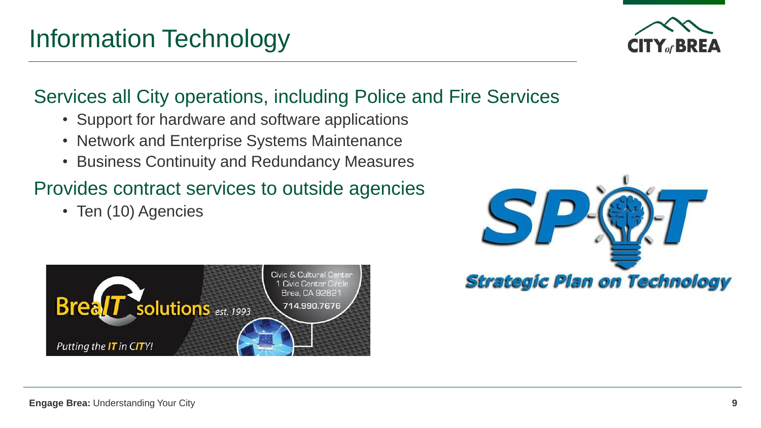# Information Technology

## Services all City operations, including Police and Fire Services

- Support for hardware and software applications
- Network and Enterprise Systems Maintenance
- Business Continuity and Redundancy Measures

## Provides contract services to outside agencies

- Ten (10) Agencies

BreaIT solutions est. 1993

Putting the IT in CITY!

Civic & Cultural Center
1 Civic Center Circle
Brea, CA 92821
714.990.7676

SPOT

Strategic Plan on Technology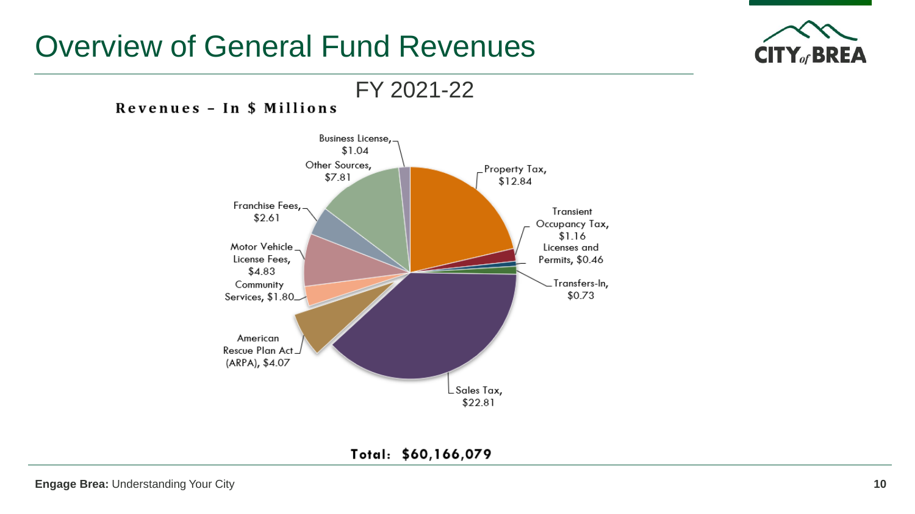# Overview of General Fund Revenues

FY 2021-22

**Revenues – In $ Millions**

Business License, $1.04

Other Sources, $7.81

Property Tax, $12.84

Franchise Fees, $2.61

Transient Occupancy Tax, $1.16

Motor Vehicle License Fees, $4.83

Licenses and Permits, $0.46

Community Services, $1.80

Transfers-In, $0.73

American Rescue Plan Act (ARPA), $4.07

Sales Tax, $22.81

**Total: $60,166,079**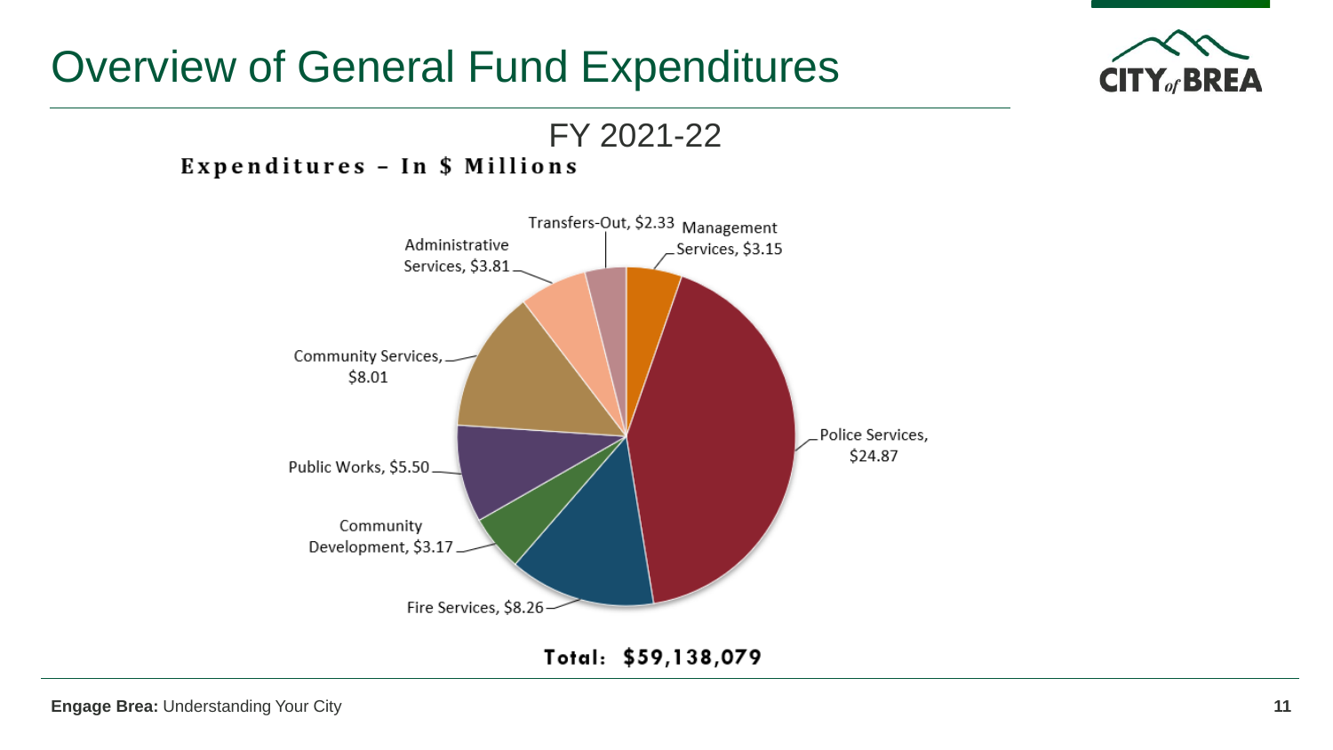# Overview of General Fund Expenditures

## FY 2021-22

**Expenditures – In $ Millions**

Transfers-Out, $2.33

Management Services, $3.15

Administrative Services, $3.81

Community Services, $8.01

Police Services, $24.87

Public Works, $5.50

Community Development, $3.17

Fire Services, $8.26

**Total: $59,138,079**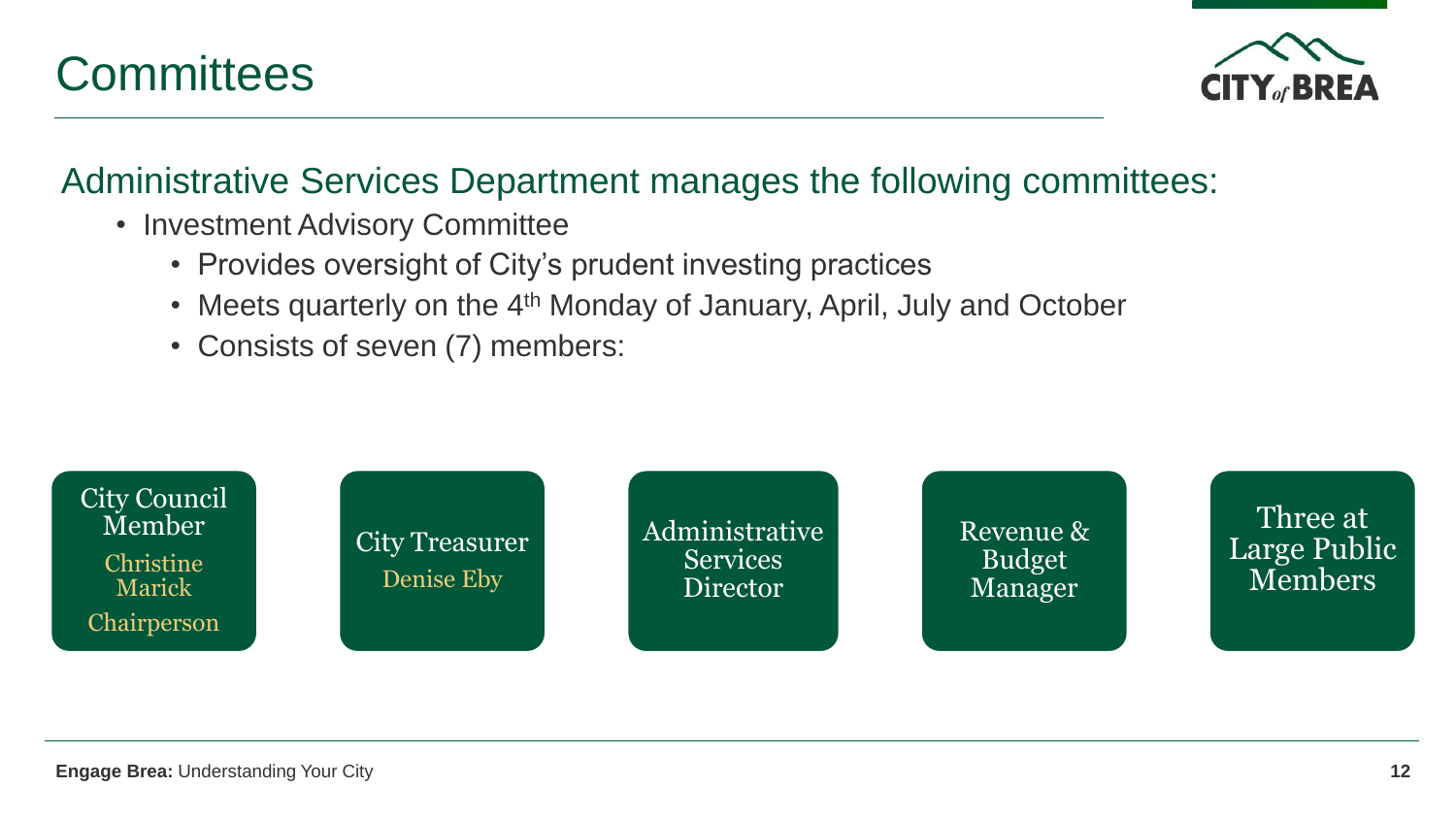# Committees

## Administrative Services Department manages the following committees:

- Investment Advisory Committee
  - Provides oversight of City's prudent investing practices
  - Meets quarterly on the 4th Monday of January, April, July and October
  - Consists of seven (7) members:

- City Council Member
  Christine Marick
  Chairperson
- City Treasurer
  Denise Eby
- Administrative Services Director
- Revenue & Budget Manager
- Three at Large Public Members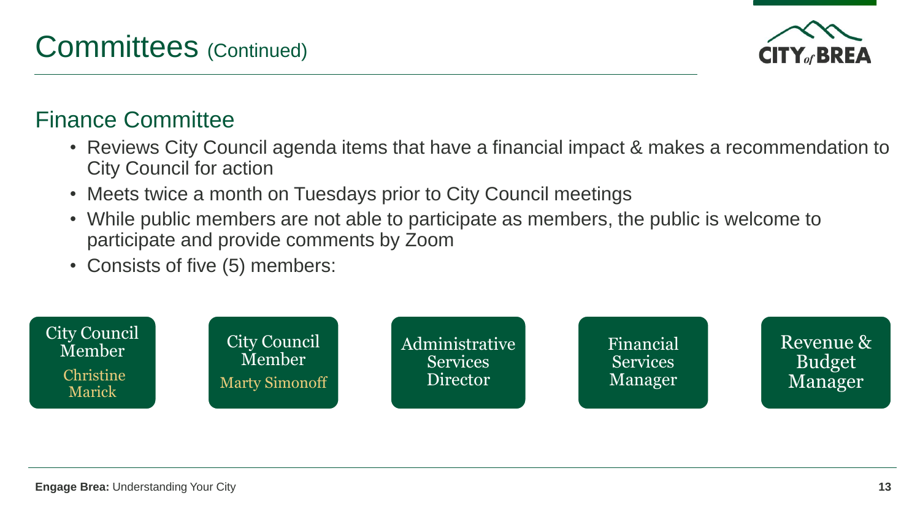# Committees (Continued)

## Finance Committee

- Reviews City Council agenda items that have a financial impact & makes a recommendation to City Council for action
- Meets twice a month on Tuesdays prior to City Council meetings
- While public members are not able to participate as members, the public is welcome to participate and provide comments by Zoom
- Consists of five (5) members:

- City Council Member — Christine Marick
- City Council Member — Marty Simonoff
- Administrative Services Director
- Financial Services Manager
- Revenue & Budget Manager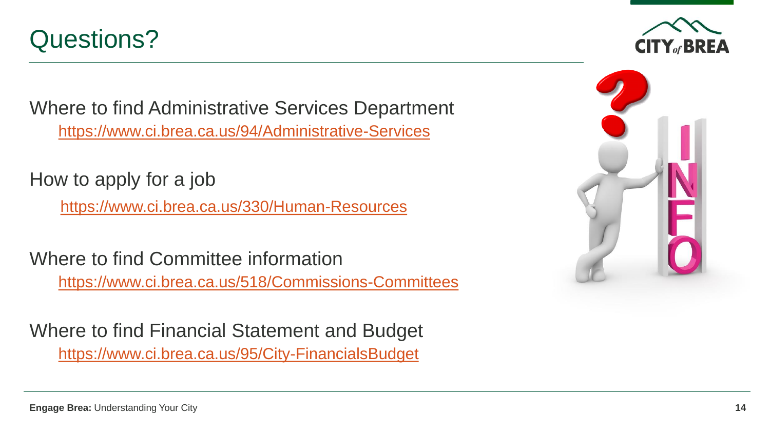# Questions?

Where to find Administrative Services Department

https://www.ci.brea.ca.us/94/Administrative-Services

How to apply for a job

https://www.ci.brea.ca.us/330/Human-Resources

Where to find Committee information

https://www.ci.brea.ca.us/518/Commissions-Committees

Where to find Financial Statement and Budget

https://www.ci.brea.ca.us/95/City-FinancialsBudget